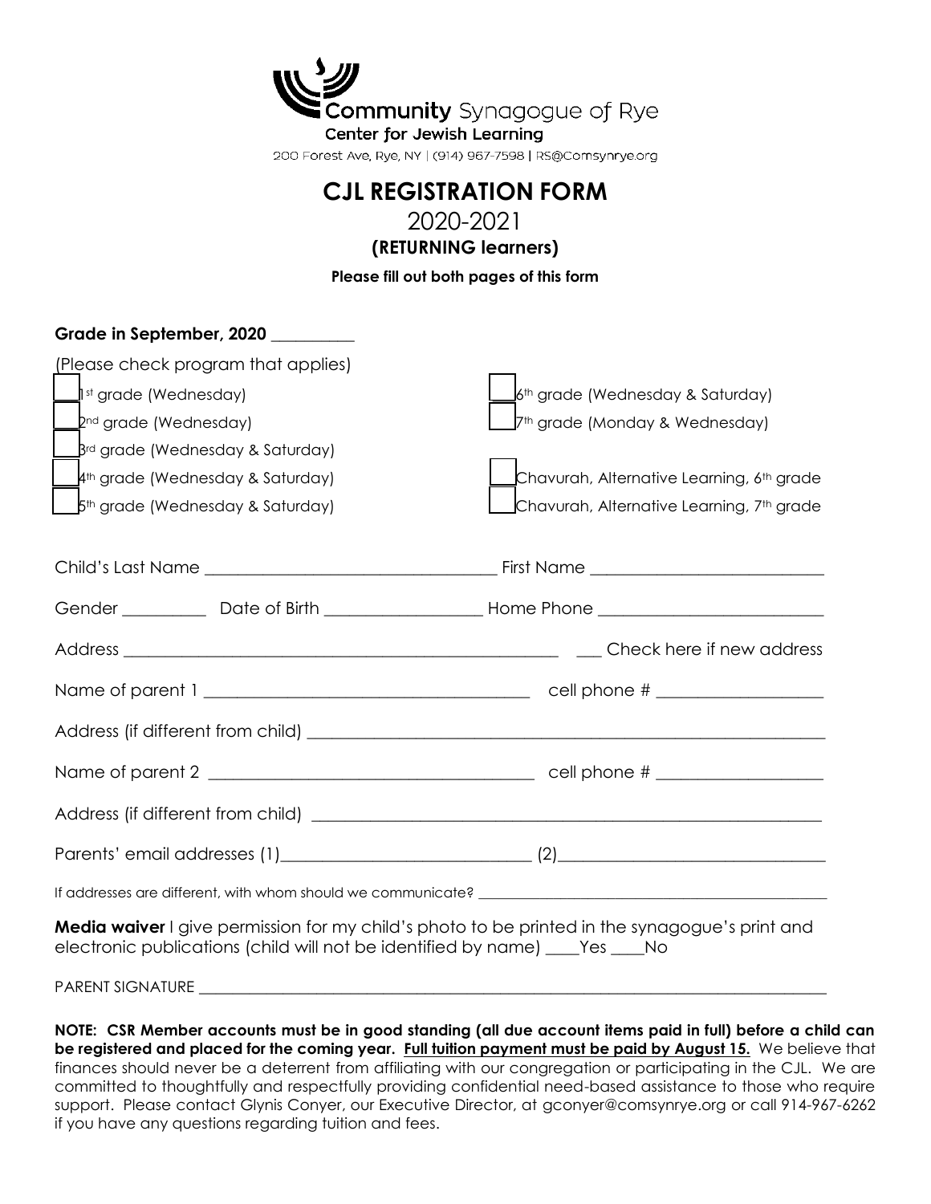Community Synagogue of Rye

Center for Jewish Learning

200 Forest Ave, Rye, NY | (914) 967-7598 | RS@Comsynrye.org

# CJL REGISTRATION FORM

## 2020-2021

### (RETURNING learners)

**Please fill out both pages of this form**

**Grade in September, 2020** __________

(Please check program that applies)

- ___ 1st grade (Wednesday)
- ___ 2nd grade (Wednesday)
- ___ 3rd grade (Wednesday & Saturday)
- ___ 4th grade (Wednesday & Saturday)
- ___ 5th grade (Wednesday & Saturday)
- ___ 6th grade (Wednesday & Saturday)
- ___ 7th grade (Monday & Wednesday)
- ___ Chavurah, Alternative Learning, 6th grade
- ___ Chavurah, Alternative Learning, 7th grade

Child's Last Name ___________________________________ First Name ___________________________

Gender __________ Date of Birth __________________ Home Phone __________________________

Address ____________________________________________________ ___ Check here if new address

Name of parent 1 ______________________________________ cell phone # ___________________

Address (if different from child) ______________________________________________________________

Name of parent 2 ______________________________________ cell phone # ___________________

Address (if different from child) ______________________________________________________________

Parents' email addresses (1)_____________________________ (2)________________________________

If addresses are different, with whom should we communicate? _______________________________________________

**Media waiver** I give permission for my child's photo to be printed in the synagogue's print and electronic publications (child will not be identified by name) ____Yes ____No

PARENT SIGNATURE ________________________________________________________________________________

**NOTE: CSR Member accounts must be in good standing (all due account items paid in full) before a child can be registered and placed for the coming year. <u>Full tuition payment must be paid by August 15.</u>** We believe that finances should never be a deterrent from affiliating with our congregation or participating in the CJL. We are committed to thoughtfully and respectfully providing confidential need-based assistance to those who require support. Please contact Glynis Conyer, our Executive Director, at gconyer@comsynrye.org or call 914-967-6262 if you have any questions regarding tuition and fees.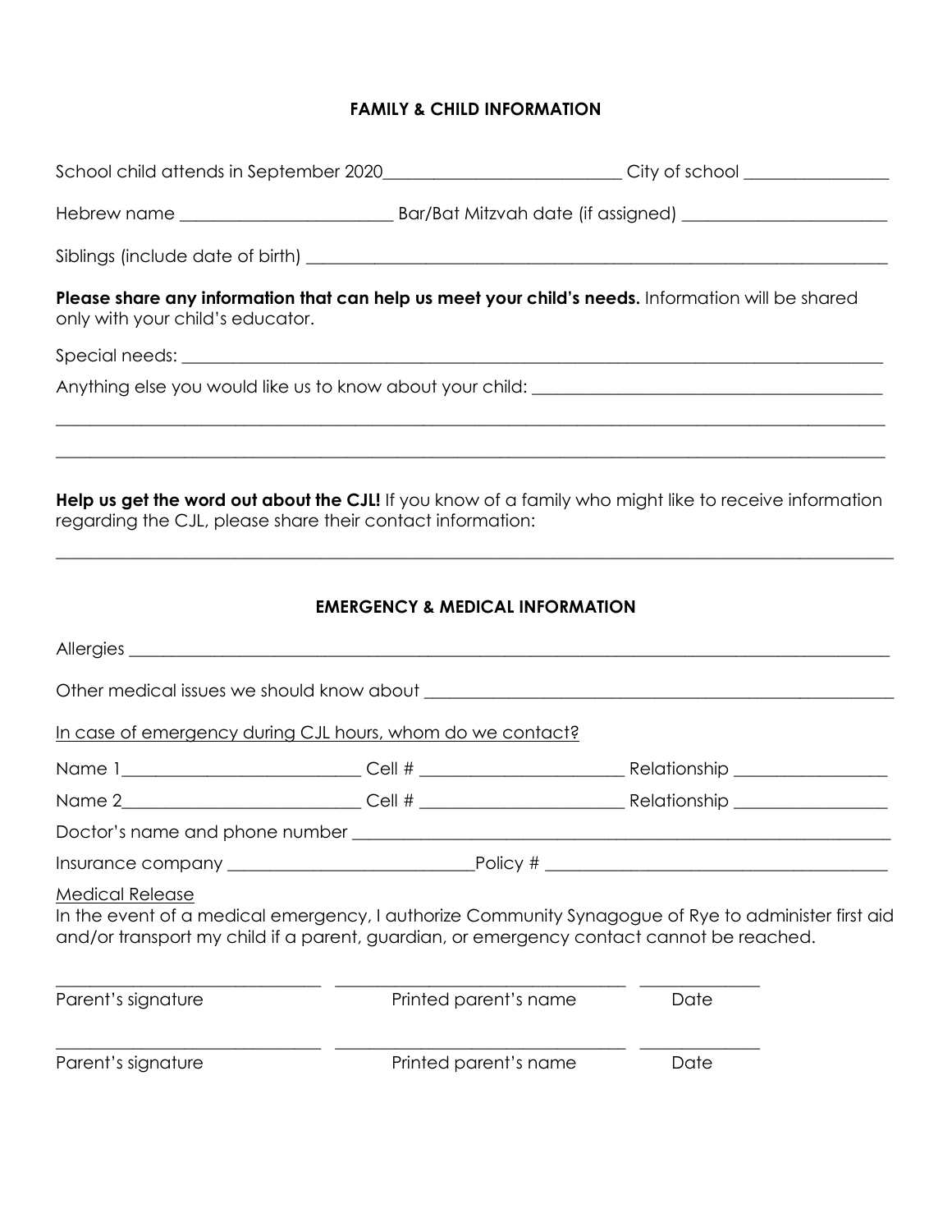## FAMILY & CHILD INFORMATION

School child attends in September 2020___________________________ City of school ________________

Hebrew name ________________________ Bar/Bat Mitzvah date (if assigned) _______________________

Siblings (include date of birth) ___________________________________________________________________

**Please share any information that can help us meet your child's needs.** Information will be shared only with your child's educator.

Special needs: _______________________________________________________________________________

Anything else you would like us to know about your child: ________________________________________

_____________________________________________________________________________________________

_____________________________________________________________________________________________

**Help us get the word out about the CJL!** If you know of a family who might like to receive information regarding the CJL, please share their contact information:

_____________________________________________________________________________________________

## EMERGENCY & MEDICAL INFORMATION

Allergies ____________________________________________________________________________________

Other medical issues we should know about ______________________________________________________

In case of emergency during CJL hours, whom do we contact?

Name 1___________________________ Cell # _______________________ Relationship _________________

Name 2___________________________ Cell # _______________________ Relationship _________________

Doctor's name and phone number ______________________________________________________________

Insurance company ____________________________Policy # _______________________________________

Medical Release

In the event of a medical emergency, I authorize Community Synagogue of Rye to administer first aid and/or transport my child if a parent, guardian, or emergency contact cannot be reached.

______________________________ ________________________________ _____________

Parent's signature Printed parent's name Date

______________________________ ________________________________ _____________

Parent's signature Printed parent's name Date